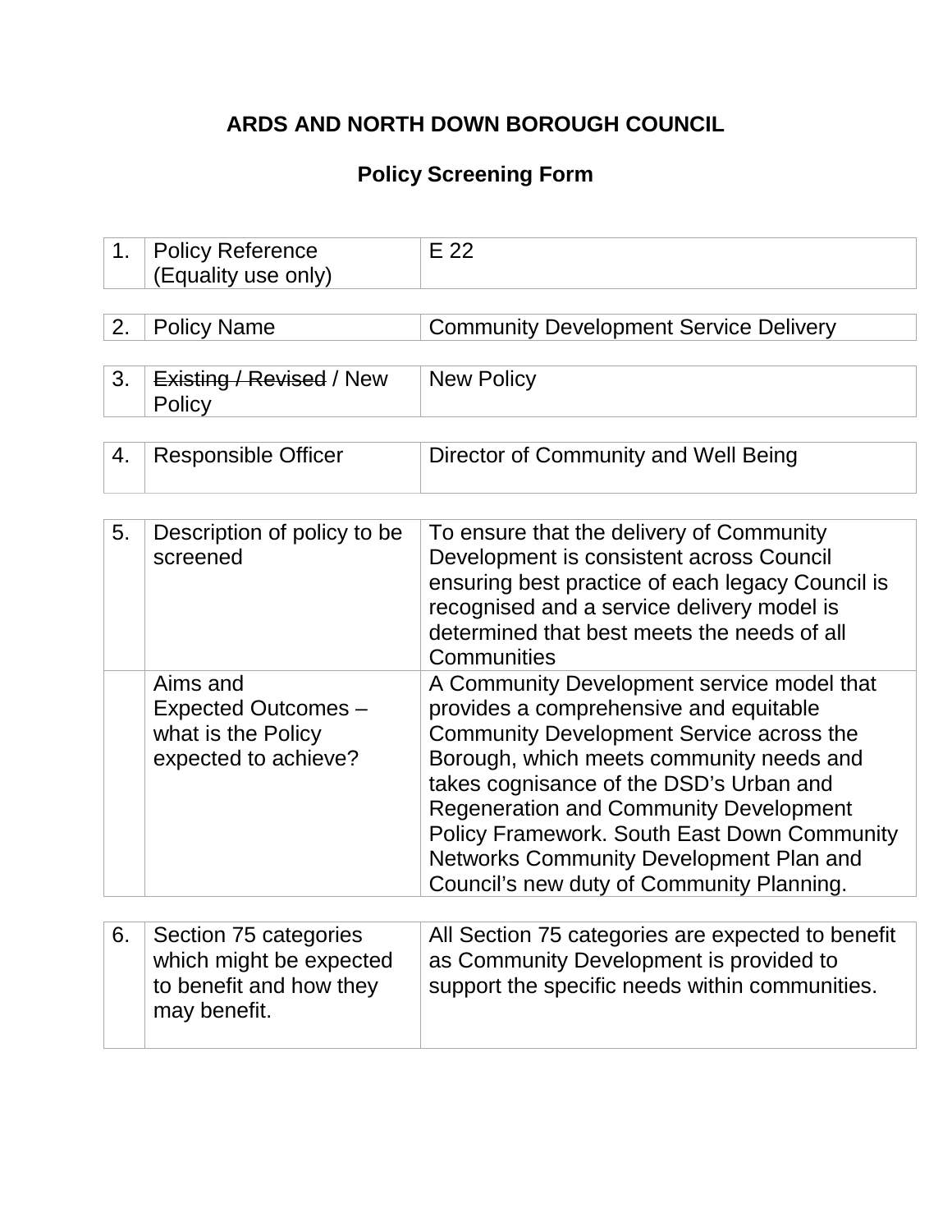# ARDS AND NORTH DOWN BOROUGH COUNCIL

## Policy Screening Form

| | | |
|---|---|---|
| 1. | Policy Reference (Equality use only) | E 22 |

| | | |
|---|---|---|
| 2. | Policy Name | Community Development Service Delivery |

| | | |
|---|---|---|
| 3. | ~~Existing / Revised~~ / New Policy | New Policy |

| | | |
|---|---|---|
| 4. | Responsible Officer | Director of Community and Well Being |

| | | |
|---|---|---|
| 5. | Description of policy to be screened | To ensure that the delivery of Community Development is consistent across Council ensuring best practice of each legacy Council is recognised and a service delivery model is determined that best meets the needs of all Communities |
| | Aims and Expected Outcomes – what is the Policy expected to achieve? | A Community Development service model that provides a comprehensive and equitable Community Development Service across the Borough, which meets community needs and takes cognisance of the DSD's Urban and Regeneration and Community Development Policy Framework. South East Down Community Networks Community Development Plan and Council's new duty of Community Planning. |

| | | |
|---|---|---|
| 6. | Section 75 categories which might be expected to benefit and how they may benefit. | All Section 75 categories are expected to benefit as Community Development is provided to support the specific needs within communities. |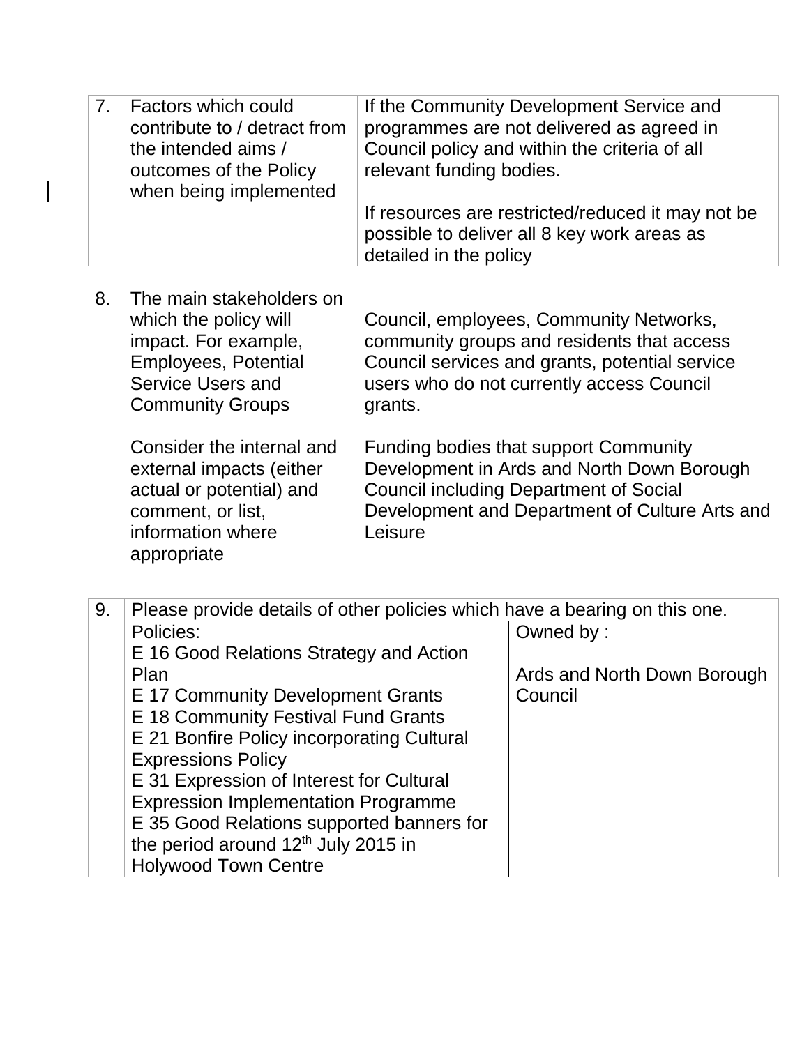| 7. | Factors which could contribute to / detract from the intended aims / outcomes of the Policy when being implemented | If the Community Development Service and programmes are not delivered as agreed in Council policy and within the criteria of all relevant funding bodies.<br><br>If resources are restricted/reduced it may not be possible to deliver all 8 key work areas as detailed in the policy |
|---|---|---|

| 8. | The main stakeholders on which the policy will impact. For example, Employees, Potential Service Users and Community Groups<br><br>Consider the internal and external impacts (either actual or potential) and comment, or list, information where appropriate | Council, employees, Community Networks, community groups and residents that access Council services and grants, potential service users who do not currently access Council grants.<br><br>Funding bodies that support Community Development in Ards and North Down Borough Council including Department of Social Development and Department of Culture Arts and Leisure |
|---|---|---|

| 9. | Please provide details of other policies which have a bearing on this one. | |
|---|---|---|
| | Policies:<br>E 16 Good Relations Strategy and Action Plan<br>E 17 Community Development Grants<br>E 18 Community Festival Fund Grants<br>E 21 Bonfire Policy incorporating Cultural Expressions Policy<br>E 31 Expression of Interest for Cultural Expression Implementation Programme<br>E 35 Good Relations supported banners for the period around 12th July 2015 in Holywood Town Centre | Owned by :<br><br>Ards and North Down Borough Council |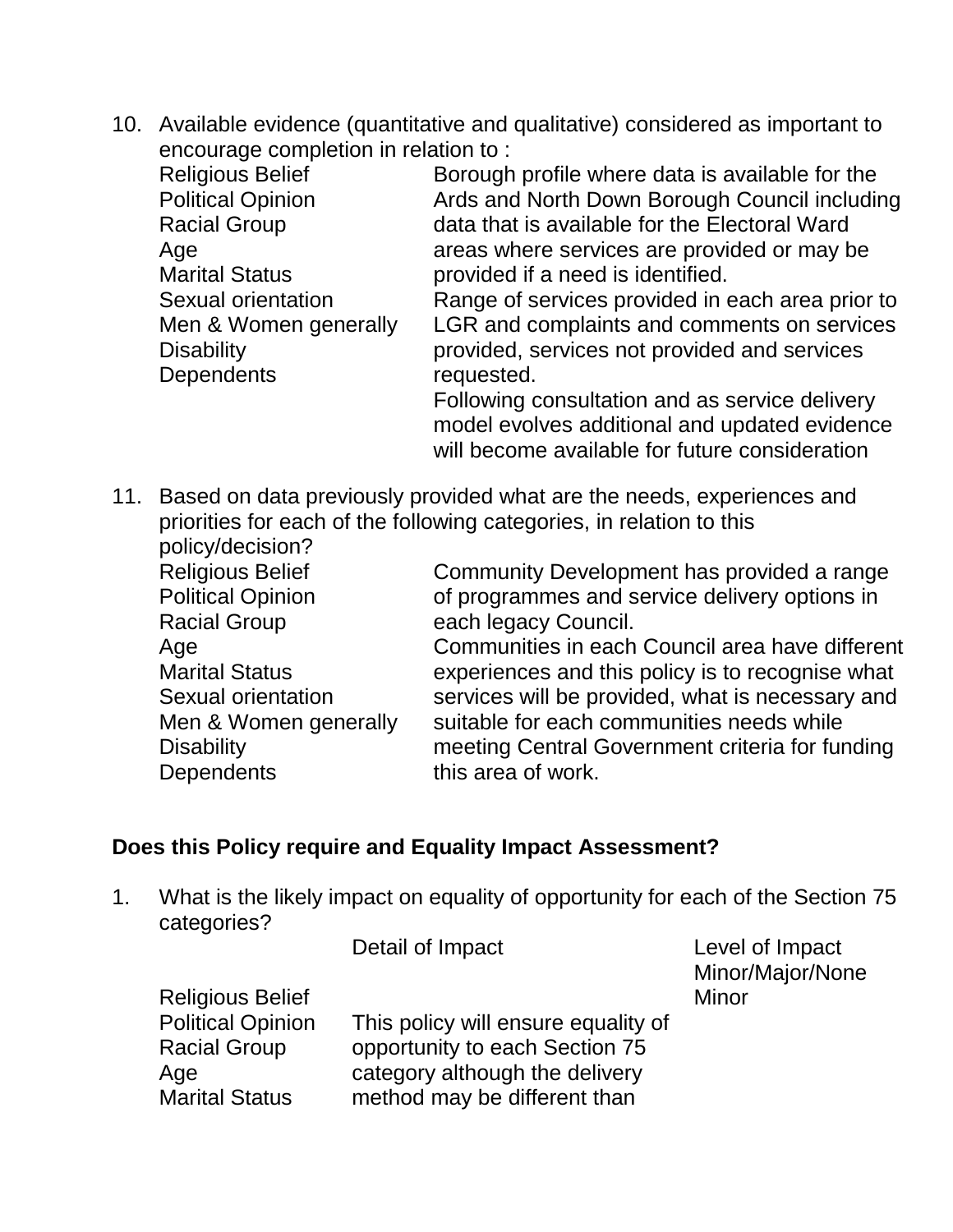10. Available evidence (quantitative and qualitative) considered as important to encourage completion in relation to :

| | |
|---|---|
| Religious Belief<br>Political Opinion<br>Racial Group<br>Age<br>Marital Status<br>Sexual orientation<br>Men & Women generally<br>Disability<br>Dependents | Borough profile where data is available for the Ards and North Down Borough Council including data that is available for the Electoral Ward areas where services are provided or may be provided if a need is identified.<br>Range of services provided in each area prior to LGR and complaints and comments on services provided, services not provided and services requested.<br>Following consultation and as service delivery model evolves additional and updated evidence will become available for future consideration |

11. Based on data previously provided what are the needs, experiences and priorities for each of the following categories, in relation to this policy/decision?

| | |
|---|---|
| Religious Belief<br>Political Opinion<br>Racial Group<br>Age<br>Marital Status<br>Sexual orientation<br>Men & Women generally<br>Disability<br>Dependents | Community Development has provided a range of programmes and service delivery options in each legacy Council.<br>Communities in each Council area have different experiences and this policy is to recognise what services will be provided, what is necessary and suitable for each communities needs while meeting Central Government criteria for funding this area of work. |

**Does this Policy require and Equality Impact Assessment?**

1. What is the likely impact on equality of opportunity for each of the Section 75 categories?

| | Detail of Impact | Level of Impact Minor/Major/None |
|---|---|---|
| Religious Belief<br>Political Opinion<br>Racial Group<br>Age<br>Marital Status | This policy will ensure equality of opportunity to each Section 75 category although the delivery method may be different than | Minor |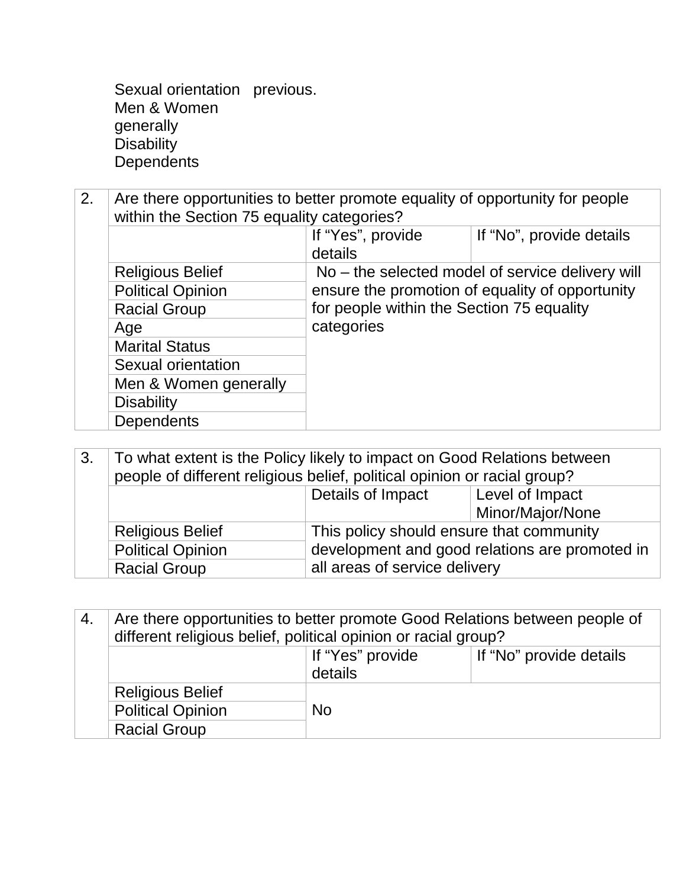Sexual orientation previous.
Men & Women generally
Disability
Dependents

| 2. | Are there opportunities to better promote equality of opportunity for people within the Section 75 equality categories? | | |
|---|---|---|---|
| | | If "Yes", provide details | If "No", provide details |
| | Religious Belief | No – the selected model of service delivery will ensure the promotion of equality of opportunity for people within the Section 75 equality categories | |
| | Political Opinion | | |
| | Racial Group | | |
| | Age | | |
| | Marital Status | | |
| | Sexual orientation | | |
| | Men & Women generally | | |
| | Disability | | |
| | Dependents | | |

| 3. | To what extent is the Policy likely to impact on Good Relations between people of different religious belief, political opinion or racial group? | | |
|---|---|---|---|
| | | Details of Impact | Level of Impact Minor/Major/None |
| | Religious Belief | This policy should ensure that community development and good relations are promoted in all areas of service delivery | |
| | Political Opinion | | |
| | Racial Group | | |

| 4. | Are there opportunities to better promote Good Relations between people of different religious belief, political opinion or racial group? | | |
|---|---|---|---|
| | | If "Yes" provide details | If "No" provide details |
| | Religious Belief | No | |
| | Political Opinion | | |
| | Racial Group | | |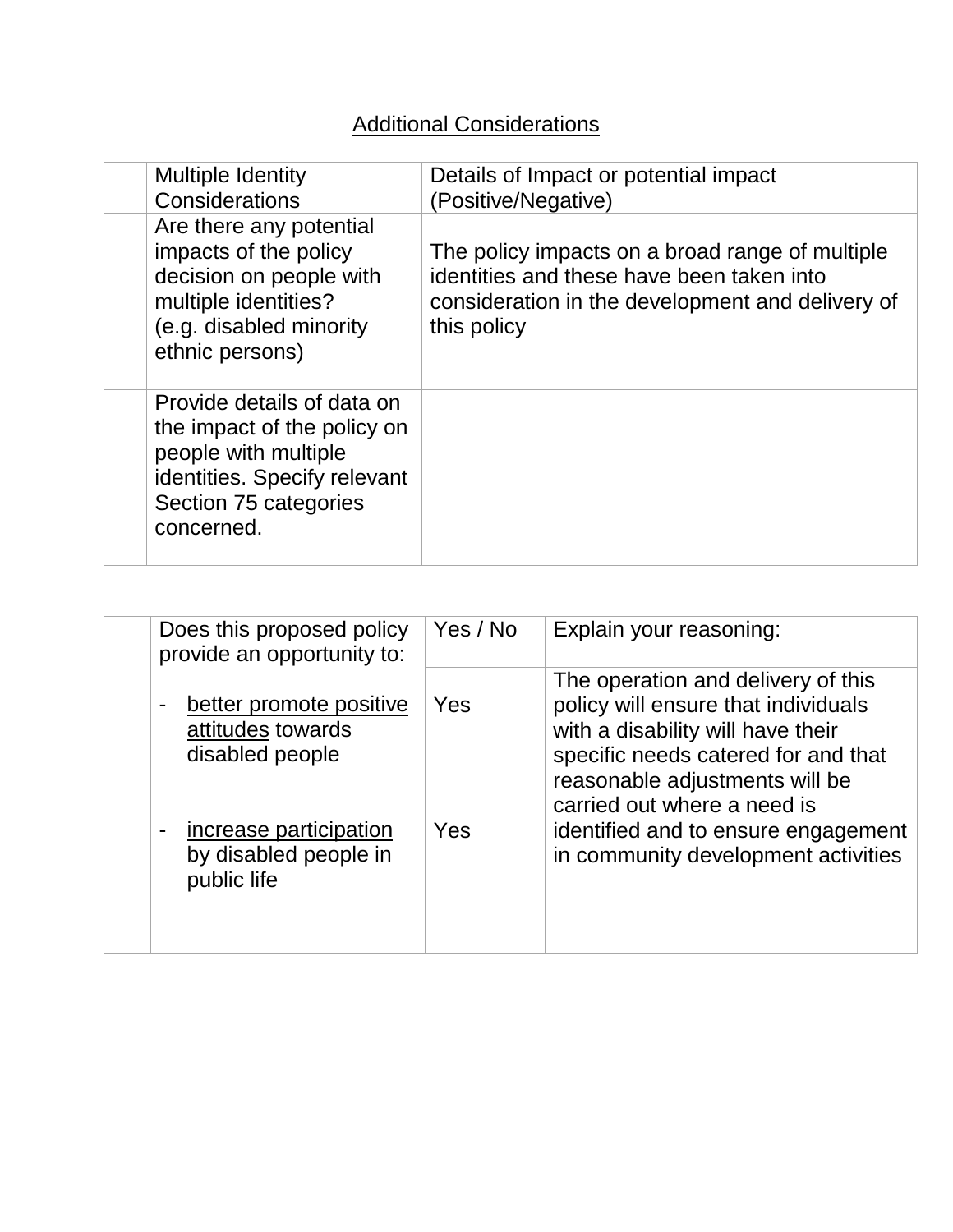Additional Considerations

| | Multiple Identity Considerations | Details of Impact or potential impact (Positive/Negative) |
|---|---|---|
| | Are there any potential impacts of the policy decision on people with multiple identities? (e.g. disabled minority ethnic persons) | The policy impacts on a broad range of multiple identities and these have been taken into consideration in the development and delivery of this policy |
| | Provide details of data on the impact of the policy on people with multiple identities. Specify relevant Section 75 categories concerned. | |

| | Does this proposed policy provide an opportunity to: | Yes / No | Explain your reasoning: |
|---|---|---|---|
| | - better promote positive attitudes towards disabled people<br><br>- increase participation by disabled people in public life | Yes<br><br>Yes | The operation and delivery of this policy will ensure that individuals with a disability will have their specific needs catered for and that reasonable adjustments will be carried out where a need is identified and to ensure engagement in community development activities |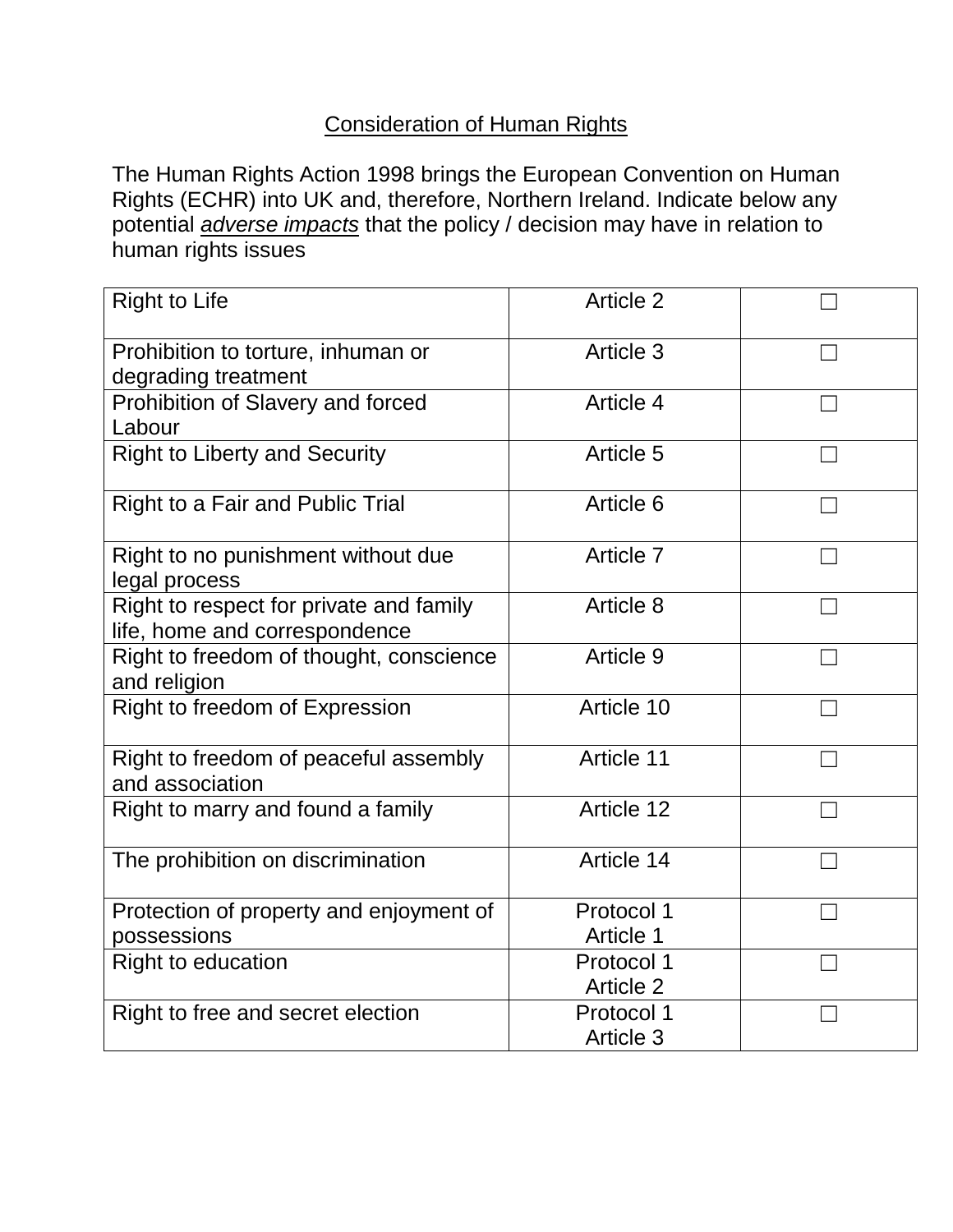## Consideration of Human Rights

The Human Rights Action 1998 brings the European Convention on Human Rights (ECHR) into UK and, therefore, Northern Ireland. Indicate below any potential ***adverse impacts*** that the policy / decision may have in relation to human rights issues

| Right | Article | |
|---|---|---|
| Right to Life | Article 2 | ☐ |
| Prohibition to torture, inhuman or degrading treatment | Article 3 | ☐ |
| Prohibition of Slavery and forced Labour | Article 4 | ☐ |
| Right to Liberty and Security | Article 5 | ☐ |
| Right to a Fair and Public Trial | Article 6 | ☐ |
| Right to no punishment without due legal process | Article 7 | ☐ |
| Right to respect for private and family life, home and correspondence | Article 8 | ☐ |
| Right to freedom of thought, conscience and religion | Article 9 | ☐ |
| Right to freedom of Expression | Article 10 | ☐ |
| Right to freedom of peaceful assembly and association | Article 11 | ☐ |
| Right to marry and found a family | Article 12 | ☐ |
| The prohibition on discrimination | Article 14 | ☐ |
| Protection of property and enjoyment of possessions | Protocol 1 Article 1 | ☐ |
| Right to education | Protocol 1 Article 2 | ☐ |
| Right to free and secret election | Protocol 1 Article 3 | ☐ |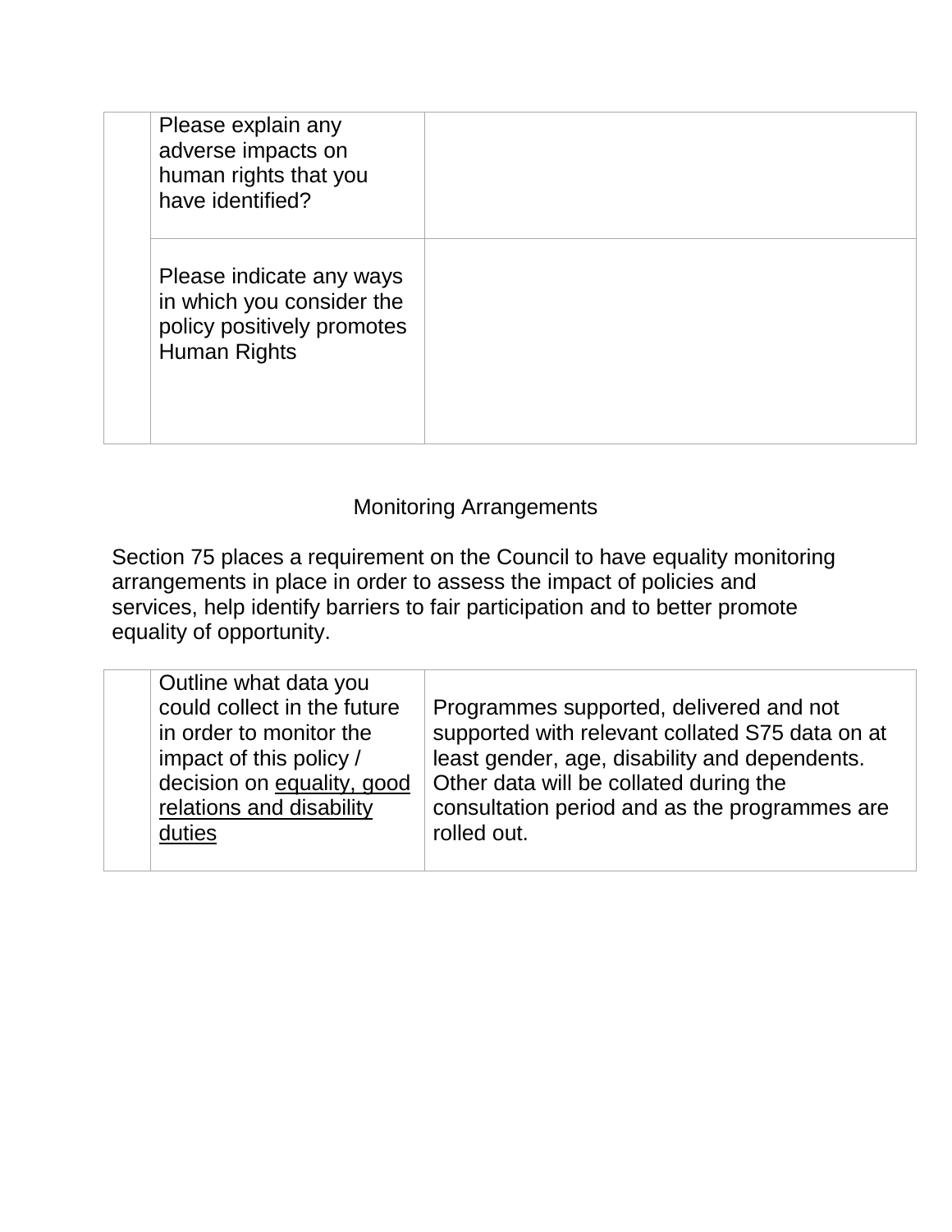| | | |
|---|---|---|
| | Please explain any adverse impacts on human rights that you have identified? | |
| | Please indicate any ways in which you consider the policy positively promotes Human Rights | |

## Monitoring Arrangements

Section 75 places a requirement on the Council to have equality monitoring arrangements in place in order to assess the impact of policies and services, help identify barriers to fair participation and to better promote equality of opportunity.

| | | |
|---|---|---|
| | Outline what data you could collect in the future in order to monitor the impact of this policy / decision on <u>equality, good relations and disability duties</u> | Programmes supported, delivered and not supported with relevant collated S75 data on at least gender, age, disability and dependents. Other data will be collated during the consultation period and as the programmes are rolled out. |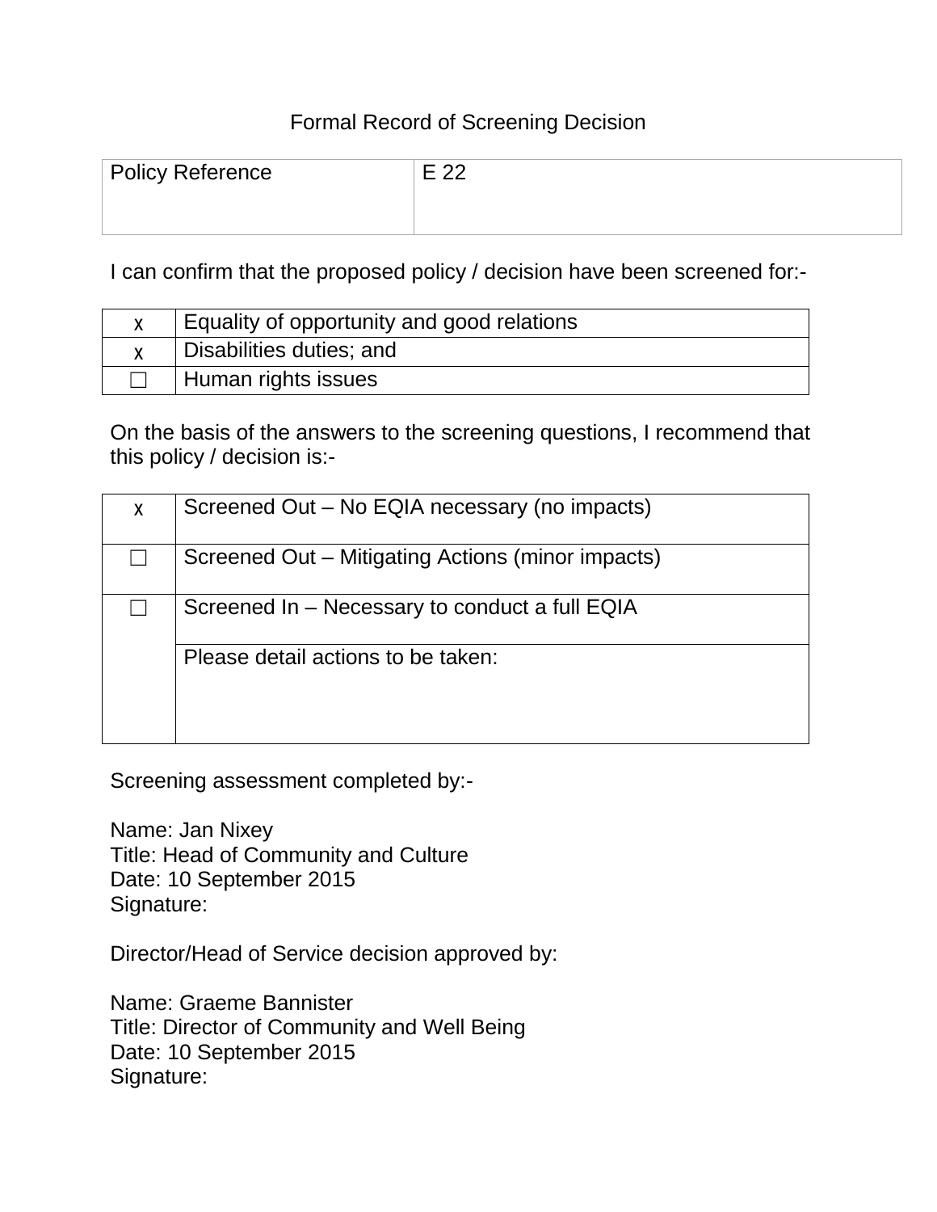Formal Record of Screening Decision

| Policy Reference | E 22 |
|---|---|

I can confirm that the proposed policy / decision have been screened for:-

| | |
|---|---|
| x | Equality of opportunity and good relations |
| x | Disabilities duties; and |
| ☐ | Human rights issues |

On the basis of the answers to the screening questions, I recommend that this policy / decision is:-

| | |
|---|---|
| x | Screened Out – No EQIA necessary (no impacts) |
| ☐ | Screened Out – Mitigating Actions (minor impacts) |
| ☐ | Screened In – Necessary to conduct a full EQIA |
| | Please detail actions to be taken: |

Screening assessment completed by:-

Name: Jan Nixey
Title: Head of Community and Culture
Date: 10 September 2015
Signature:

Director/Head of Service decision approved by:

Name: Graeme Bannister
Title: Director of Community and Well Being
Date: 10 September 2015
Signature: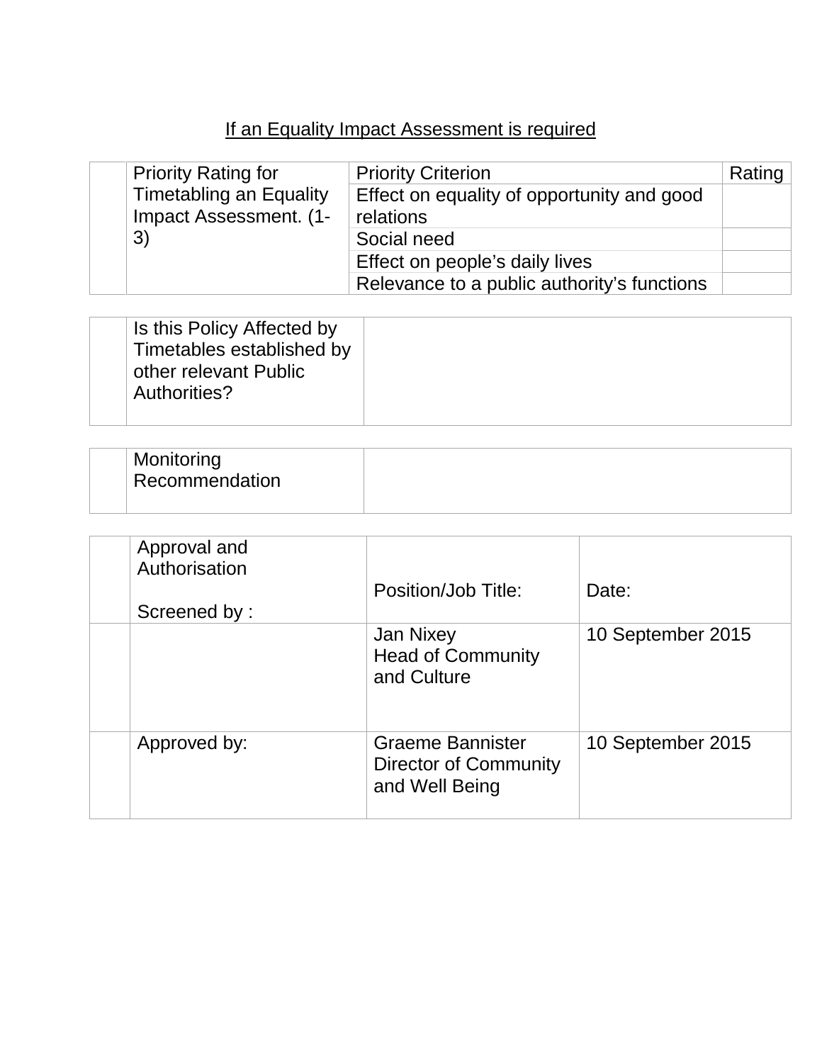If an Equality Impact Assessment is required

| | | | |
|---|---|---|---|
| | Priority Rating for Timetabling an Equality Impact Assessment. (1-3) | Priority Criterion | Rating |
| | | Effect on equality of opportunity and good relations | |
| | | Social need | |
| | | Effect on people's daily lives | |
| | | Relevance to a public authority's functions | |

| | | |
|---|---|---|
| | Is this Policy Affected by Timetables established by other relevant Public Authorities? | |

| | | |
|---|---|---|
| | Monitoring Recommendation | |

| | | | |
|---|---|---|---|
| | Approval and Authorisation<br><br>Screened by : | Position/Job Title: | Date: |
| | | Jan Nixey<br>Head of Community and Culture | 10 September 2015 |
| | Approved by: | Graeme Bannister<br>Director of Community and Well Being | 10 September 2015 |